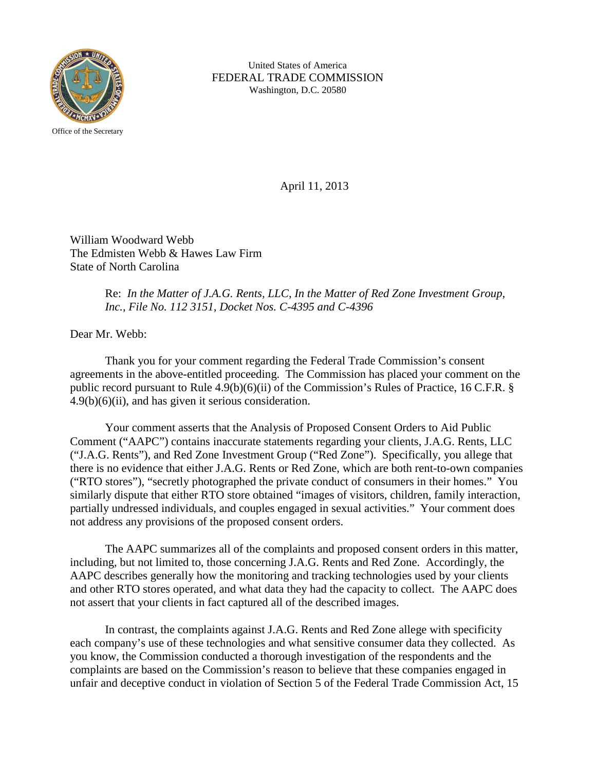United States of America
FEDERAL TRADE COMMISSION
Washington, D.C. 20580

Office of the Secretary

April 11, 2013

William Woodward Webb
The Edmisten Webb & Hawes Law Firm
State of North Carolina

Re: *In the Matter of J.A.G. Rents, LLC, In the Matter of Red Zone Investment Group, Inc., File No. 112 3151, Docket Nos. C-4395 and C-4396*

Dear Mr. Webb:

Thank you for your comment regarding the Federal Trade Commission's consent agreements in the above-entitled proceeding. The Commission has placed your comment on the public record pursuant to Rule 4.9(b)(6)(ii) of the Commission's Rules of Practice, 16 C.F.R. § 4.9(b)(6)(ii), and has given it serious consideration.

Your comment asserts that the Analysis of Proposed Consent Orders to Aid Public Comment ("AAPC") contains inaccurate statements regarding your clients, J.A.G. Rents, LLC ("J.A.G. Rents"), and Red Zone Investment Group ("Red Zone"). Specifically, you allege that there is no evidence that either J.A.G. Rents or Red Zone, which are both rent-to-own companies ("RTO stores"), "secretly photographed the private conduct of consumers in their homes." You similarly dispute that either RTO store obtained "images of visitors, children, family interaction, partially undressed individuals, and couples engaged in sexual activities." Your comment does not address any provisions of the proposed consent orders.

The AAPC summarizes all of the complaints and proposed consent orders in this matter, including, but not limited to, those concerning J.A.G. Rents and Red Zone. Accordingly, the AAPC describes generally how the monitoring and tracking technologies used by your clients and other RTO stores operated, and what data they had the capacity to collect. The AAPC does not assert that your clients in fact captured all of the described images.

In contrast, the complaints against J.A.G. Rents and Red Zone allege with specificity each company's use of these technologies and what sensitive consumer data they collected. As you know, the Commission conducted a thorough investigation of the respondents and the complaints are based on the Commission's reason to believe that these companies engaged in unfair and deceptive conduct in violation of Section 5 of the Federal Trade Commission Act, 15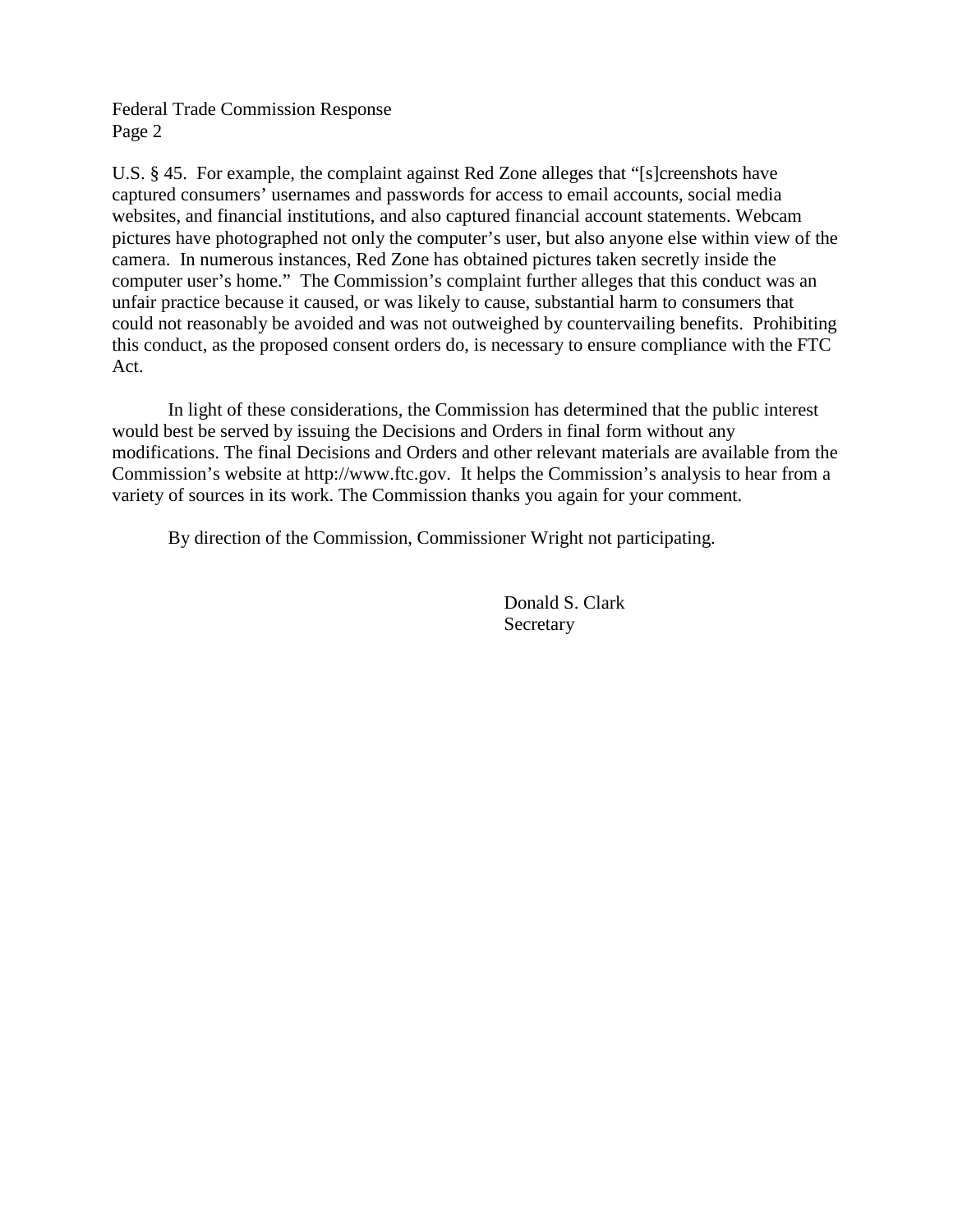U.S. § 45. For example, the complaint against Red Zone alleges that "[s]creenshots have captured consumers' usernames and passwords for access to email accounts, social media websites, and financial institutions, and also captured financial account statements. Webcam pictures have photographed not only the computer's user, but also anyone else within view of the camera. In numerous instances, Red Zone has obtained pictures taken secretly inside the computer user's home." The Commission's complaint further alleges that this conduct was an unfair practice because it caused, or was likely to cause, substantial harm to consumers that could not reasonably be avoided and was not outweighed by countervailing benefits. Prohibiting this conduct, as the proposed consent orders do, is necessary to ensure compliance with the FTC Act.

In light of these considerations, the Commission has determined that the public interest would best be served by issuing the Decisions and Orders in final form without any modifications. The final Decisions and Orders and other relevant materials are available from the Commission's website at http://www.ftc.gov. It helps the Commission's analysis to hear from a variety of sources in its work. The Commission thanks you again for your comment.

By direction of the Commission, Commissioner Wright not participating.

Donald S. Clark
Secretary